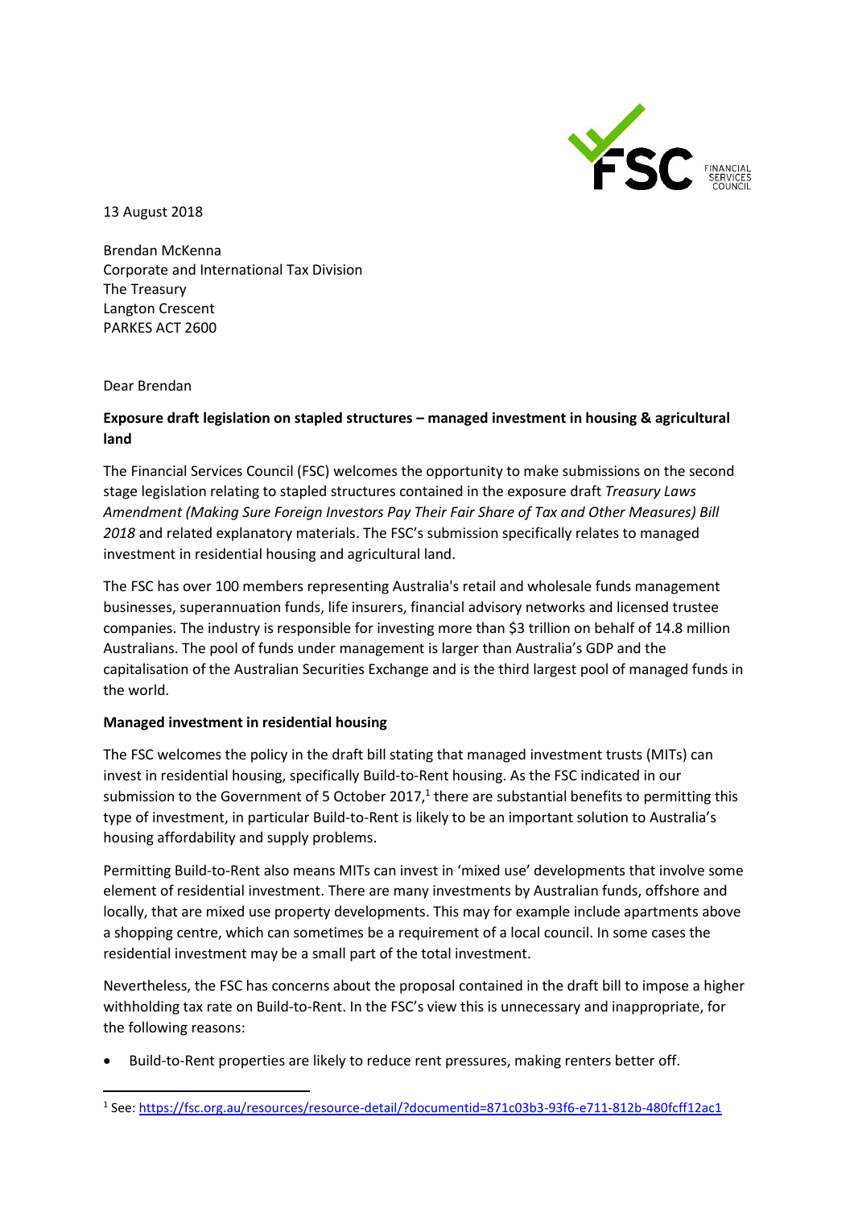13 August 2018

Brendan McKenna
Corporate and International Tax Division
The Treasury
Langton Crescent
PARKES ACT 2600

Dear Brendan

**Exposure draft legislation on stapled structures – managed investment in housing & agricultural land**

The Financial Services Council (FSC) welcomes the opportunity to make submissions on the second stage legislation relating to stapled structures contained in the exposure draft *Treasury Laws Amendment (Making Sure Foreign Investors Pay Their Fair Share of Tax and Other Measures) Bill 2018* and related explanatory materials. The FSC's submission specifically relates to managed investment in residential housing and agricultural land.

The FSC has over 100 members representing Australia's retail and wholesale funds management businesses, superannuation funds, life insurers, financial advisory networks and licensed trustee companies. The industry is responsible for investing more than $3 trillion on behalf of 14.8 million Australians. The pool of funds under management is larger than Australia's GDP and the capitalisation of the Australian Securities Exchange and is the third largest pool of managed funds in the world.

**Managed investment in residential housing**

The FSC welcomes the policy in the draft bill stating that managed investment trusts (MITs) can invest in residential housing, specifically Build-to-Rent housing. As the FSC indicated in our submission to the Government of 5 October 2017,[1] there are substantial benefits to permitting this type of investment, in particular Build-to-Rent is likely to be an important solution to Australia's housing affordability and supply problems.

Permitting Build-to-Rent also means MITs can invest in 'mixed use' developments that involve some element of residential investment. There are many investments by Australian funds, offshore and locally, that are mixed use property developments. This may for example include apartments above a shopping centre, which can sometimes be a requirement of a local council. In some cases the residential investment may be a small part of the total investment.

Nevertheless, the FSC has concerns about the proposal contained in the draft bill to impose a higher withholding tax rate on Build-to-Rent. In the FSC's view this is unnecessary and inappropriate, for the following reasons:

- Build-to-Rent properties are likely to reduce rent pressures, making renters better off.

[1] See: https://fsc.org.au/resources/resource-detail/?documentid=871c03b3-93f6-e711-812b-480fcff12ac1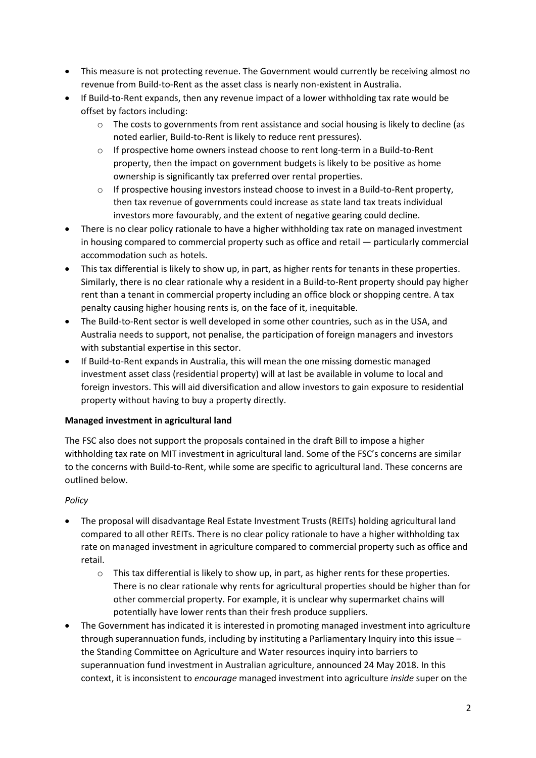- This measure is not protecting revenue. The Government would currently be receiving almost no revenue from Build-to-Rent as the asset class is nearly non-existent in Australia.
- If Build-to-Rent expands, then any revenue impact of a lower withholding tax rate would be offset by factors including:
  - The costs to governments from rent assistance and social housing is likely to decline (as noted earlier, Build-to-Rent is likely to reduce rent pressures).
  - If prospective home owners instead choose to rent long-term in a Build-to-Rent property, then the impact on government budgets is likely to be positive as home ownership is significantly tax preferred over rental properties.
  - If prospective housing investors instead choose to invest in a Build-to-Rent property, then tax revenue of governments could increase as state land tax treats individual investors more favourably, and the extent of negative gearing could decline.
- There is no clear policy rationale to have a higher withholding tax rate on managed investment in housing compared to commercial property such as office and retail — particularly commercial accommodation such as hotels.
- This tax differential is likely to show up, in part, as higher rents for tenants in these properties. Similarly, there is no clear rationale why a resident in a Build-to-Rent property should pay higher rent than a tenant in commercial property including an office block or shopping centre. A tax penalty causing higher housing rents is, on the face of it, inequitable.
- The Build-to-Rent sector is well developed in some other countries, such as in the USA, and Australia needs to support, not penalise, the participation of foreign managers and investors with substantial expertise in this sector.
- If Build-to-Rent expands in Australia, this will mean the one missing domestic managed investment asset class (residential property) will at last be available in volume to local and foreign investors. This will aid diversification and allow investors to gain exposure to residential property without having to buy a property directly.

**Managed investment in agricultural land**

The FSC also does not support the proposals contained in the draft Bill to impose a higher withholding tax rate on MIT investment in agricultural land. Some of the FSC's concerns are similar to the concerns with Build-to-Rent, while some are specific to agricultural land. These concerns are outlined below.

*Policy*

- The proposal will disadvantage Real Estate Investment Trusts (REITs) holding agricultural land compared to all other REITs. There is no clear policy rationale to have a higher withholding tax rate on managed investment in agriculture compared to commercial property such as office and retail.
  - This tax differential is likely to show up, in part, as higher rents for these properties. There is no clear rationale why rents for agricultural properties should be higher than for other commercial property. For example, it is unclear why supermarket chains will potentially have lower rents than their fresh produce suppliers.
- The Government has indicated it is interested in promoting managed investment into agriculture through superannuation funds, including by instituting a Parliamentary Inquiry into this issue – the Standing Committee on Agriculture and Water resources inquiry into barriers to superannuation fund investment in Australian agriculture, announced 24 May 2018. In this context, it is inconsistent to *encourage* managed investment into agriculture *inside* super on the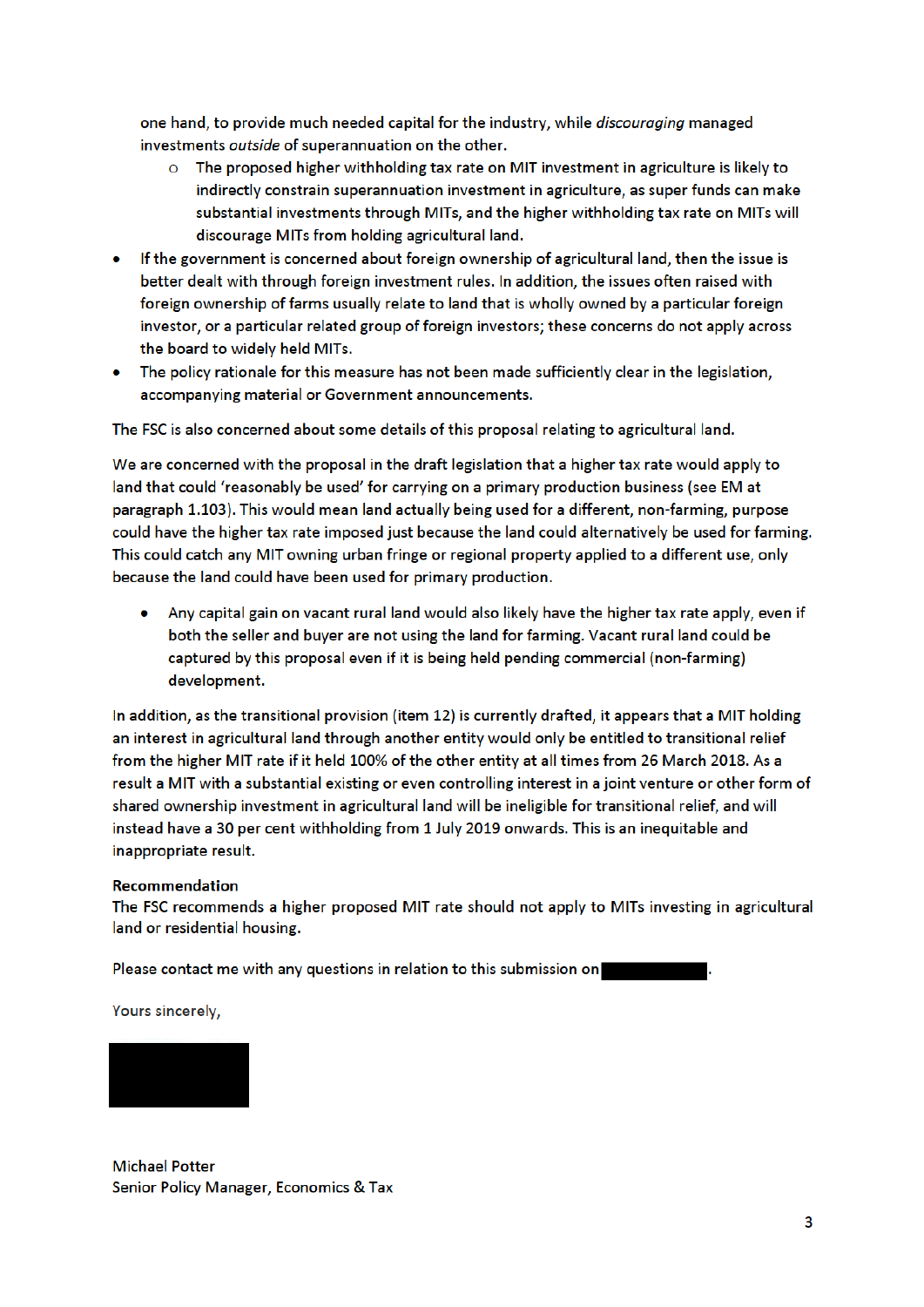one hand, to provide much needed capital for the industry, while *discouraging* managed investments *outside* of superannuation on the other.

  - The proposed higher withholding tax rate on MIT investment in agriculture is likely to indirectly constrain superannuation investment in agriculture, as super funds can make substantial investments through MITs, and the higher withholding tax rate on MITs will discourage MITs from holding agricultural land.

- If the government is concerned about foreign ownership of agricultural land, then the issue is better dealt with through foreign investment rules. In addition, the issues often raised with foreign ownership of farms usually relate to land that is wholly owned by a particular foreign investor, or a particular related group of foreign investors; these concerns do not apply across the board to widely held MITs.
- The policy rationale for this measure has not been made sufficiently clear in the legislation, accompanying material or Government announcements.

The FSC is also concerned about some details of this proposal relating to agricultural land.

We are concerned with the proposal in the draft legislation that a higher tax rate would apply to land that could 'reasonably be used' for carrying on a primary production business (see EM at paragraph 1.103). This would mean land actually being used for a different, non-farming, purpose could have the higher tax rate imposed just because the land could alternatively be used for farming. This could catch any MIT owning urban fringe or regional property applied to a different use, only because the land could have been used for primary production.

- Any capital gain on vacant rural land would also likely have the higher tax rate apply, even if both the seller and buyer are not using the land for farming. Vacant rural land could be captured by this proposal even if it is being held pending commercial (non-farming) development.

In addition, as the transitional provision (item 12) is currently drafted, it appears that a MIT holding an interest in agricultural land through another entity would only be entitled to transitional relief from the higher MIT rate if it held 100% of the other entity at all times from 26 March 2018. As a result a MIT with a substantial existing or even controlling interest in a joint venture or other form of shared ownership investment in agricultural land will be ineligible for transitional relief, and will instead have a 30 per cent withholding from 1 July 2019 onwards. This is an inequitable and inappropriate result.

**Recommendation**

The FSC recommends a higher proposed MIT rate should not apply to MITs investing in agricultural land or residential housing.

Please contact me with any questions in relation to this submission on [REDACTED].

Yours sincerely,

[REDACTED]

Michael Potter
Senior Policy Manager, Economics & Tax